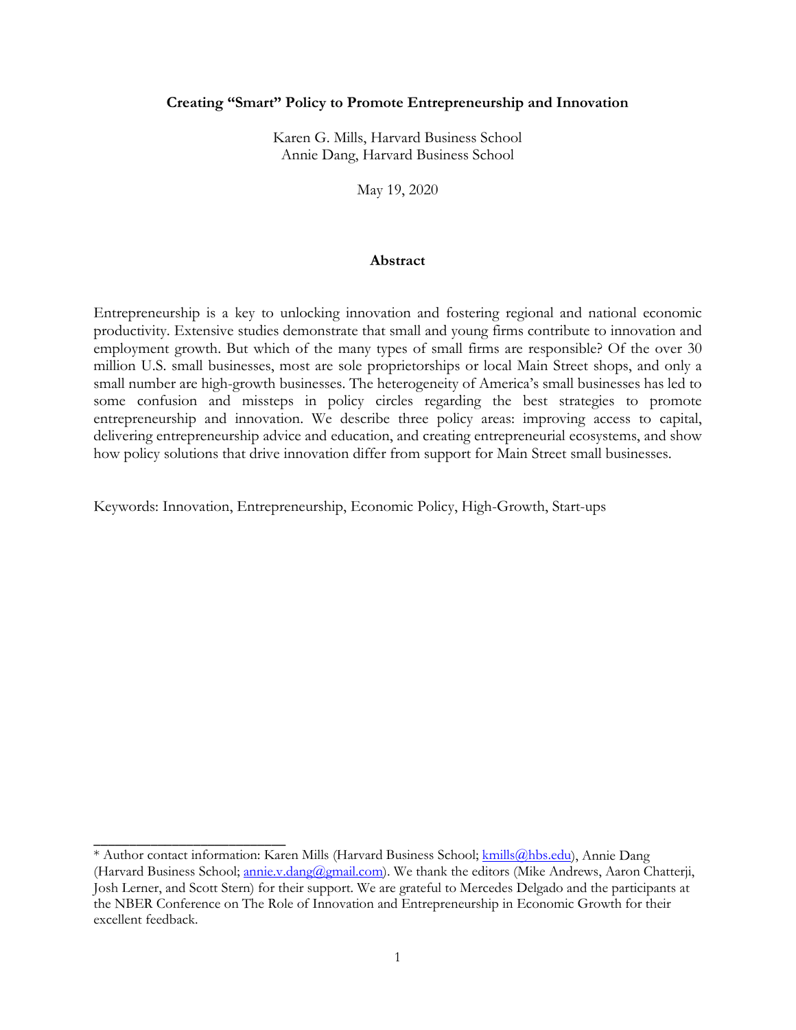**Creating "Smart" Policy to Promote Entrepreneurship and Innovation**

Karen G. Mills, Harvard Business School
Annie Dang, Harvard Business School

May 19, 2020

**Abstract**

Entrepreneurship is a key to unlocking innovation and fostering regional and national economic productivity. Extensive studies demonstrate that small and young firms contribute to innovation and employment growth. But which of the many types of small firms are responsible? Of the over 30 million U.S. small businesses, most are sole proprietorships or local Main Street shops, and only a small number are high-growth businesses. The heterogeneity of America's small businesses has led to some confusion and missteps in policy circles regarding the best strategies to promote entrepreneurship and innovation. We describe three policy areas: improving access to capital, delivering entrepreneurship advice and education, and creating entrepreneurial ecosystems, and show how policy solutions that drive innovation differ from support for Main Street small businesses.

Keywords: Innovation, Entrepreneurship, Economic Policy, High-Growth, Start-ups

---

\* Author contact information: Karen Mills (Harvard Business School; kmills@hbs.edu), Annie Dang (Harvard Business School; annie.v.dang@gmail.com). We thank the editors (Mike Andrews, Aaron Chatterji, Josh Lerner, and Scott Stern) for their support. We are grateful to Mercedes Delgado and the participants at the NBER Conference on The Role of Innovation and Entrepreneurship in Economic Growth for their excellent feedback.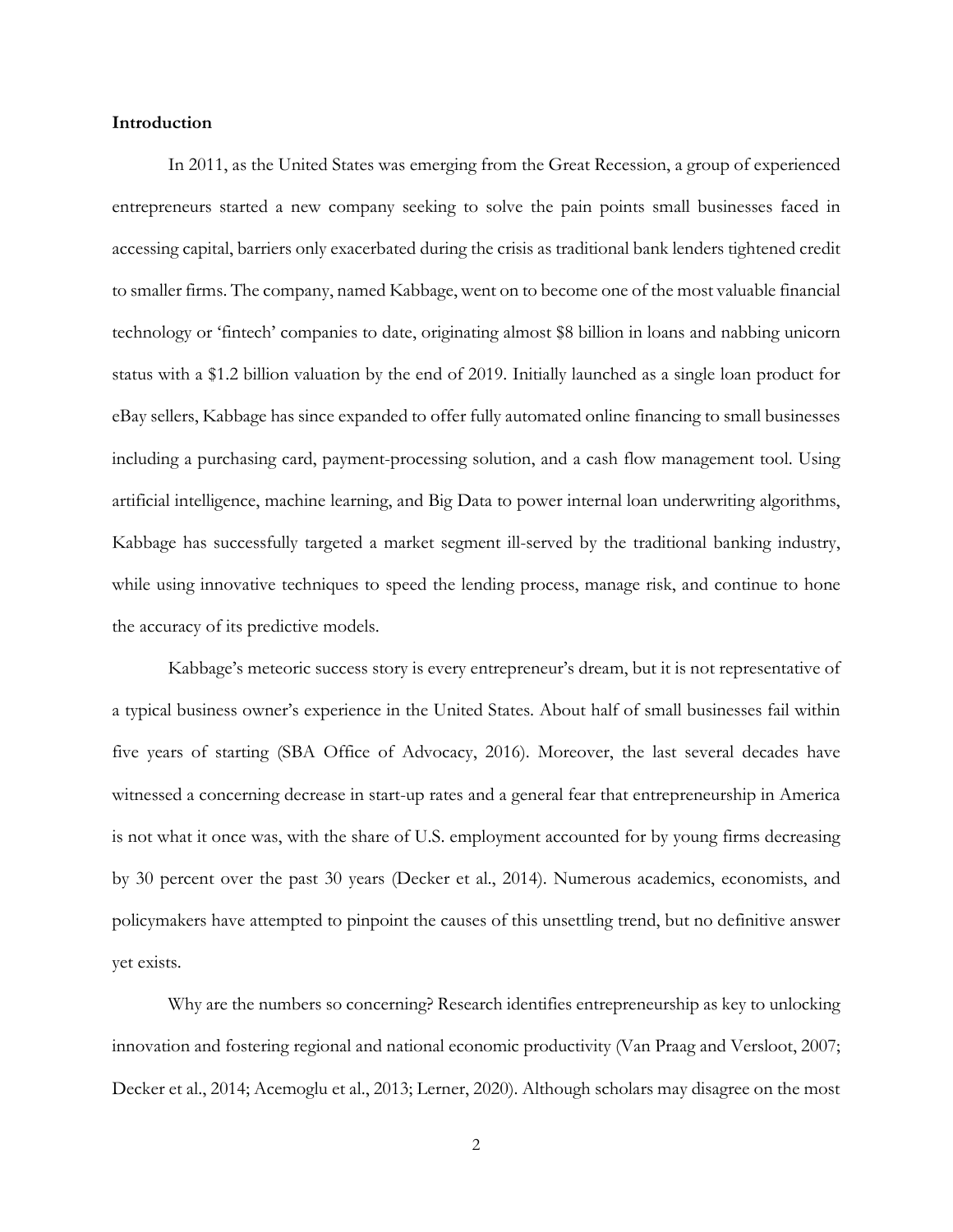**Introduction**

In 2011, as the United States was emerging from the Great Recession, a group of experienced entrepreneurs started a new company seeking to solve the pain points small businesses faced in accessing capital, barriers only exacerbated during the crisis as traditional bank lenders tightened credit to smaller firms. The company, named Kabbage, went on to become one of the most valuable financial technology or 'fintech' companies to date, originating almost $8 billion in loans and nabbing unicorn status with a $1.2 billion valuation by the end of 2019. Initially launched as a single loan product for eBay sellers, Kabbage has since expanded to offer fully automated online financing to small businesses including a purchasing card, payment-processing solution, and a cash flow management tool. Using artificial intelligence, machine learning, and Big Data to power internal loan underwriting algorithms, Kabbage has successfully targeted a market segment ill-served by the traditional banking industry, while using innovative techniques to speed the lending process, manage risk, and continue to hone the accuracy of its predictive models.

Kabbage's meteoric success story is every entrepreneur's dream, but it is not representative of a typical business owner's experience in the United States. About half of small businesses fail within five years of starting (SBA Office of Advocacy, 2016). Moreover, the last several decades have witnessed a concerning decrease in start-up rates and a general fear that entrepreneurship in America is not what it once was, with the share of U.S. employment accounted for by young firms decreasing by 30 percent over the past 30 years (Decker et al., 2014). Numerous academics, economists, and policymakers have attempted to pinpoint the causes of this unsettling trend, but no definitive answer yet exists.

Why are the numbers so concerning? Research identifies entrepreneurship as key to unlocking innovation and fostering regional and national economic productivity (Van Praag and Versloot, 2007; Decker et al., 2014; Acemoglu et al., 2013; Lerner, 2020). Although scholars may disagree on the most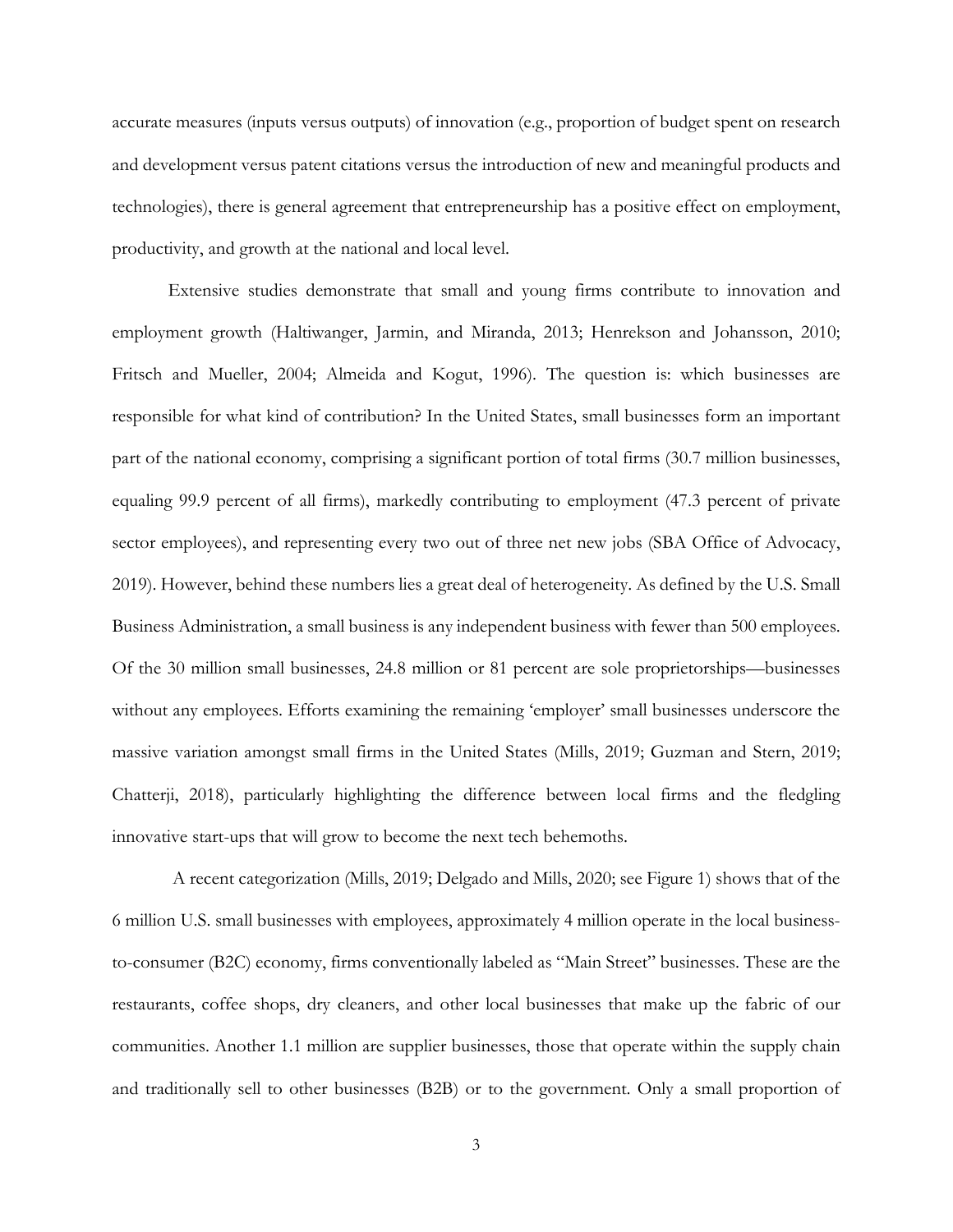accurate measures (inputs versus outputs) of innovation (e.g., proportion of budget spent on research and development versus patent citations versus the introduction of new and meaningful products and technologies), there is general agreement that entrepreneurship has a positive effect on employment, productivity, and growth at the national and local level.

Extensive studies demonstrate that small and young firms contribute to innovation and employment growth (Haltiwanger, Jarmin, and Miranda, 2013; Henrekson and Johansson, 2010; Fritsch and Mueller, 2004; Almeida and Kogut, 1996). The question is: which businesses are responsible for what kind of contribution? In the United States, small businesses form an important part of the national economy, comprising a significant portion of total firms (30.7 million businesses, equaling 99.9 percent of all firms), markedly contributing to employment (47.3 percent of private sector employees), and representing every two out of three net new jobs (SBA Office of Advocacy, 2019). However, behind these numbers lies a great deal of heterogeneity. As defined by the U.S. Small Business Administration, a small business is any independent business with fewer than 500 employees. Of the 30 million small businesses, 24.8 million or 81 percent are sole proprietorships—businesses without any employees. Efforts examining the remaining 'employer' small businesses underscore the massive variation amongst small firms in the United States (Mills, 2019; Guzman and Stern, 2019; Chatterji, 2018), particularly highlighting the difference between local firms and the fledgling innovative start-ups that will grow to become the next tech behemoths.

A recent categorization (Mills, 2019; Delgado and Mills, 2020; see Figure 1) shows that of the 6 million U.S. small businesses with employees, approximately 4 million operate in the local business-to-consumer (B2C) economy, firms conventionally labeled as "Main Street" businesses. These are the restaurants, coffee shops, dry cleaners, and other local businesses that make up the fabric of our communities. Another 1.1 million are supplier businesses, those that operate within the supply chain and traditionally sell to other businesses (B2B) or to the government. Only a small proportion of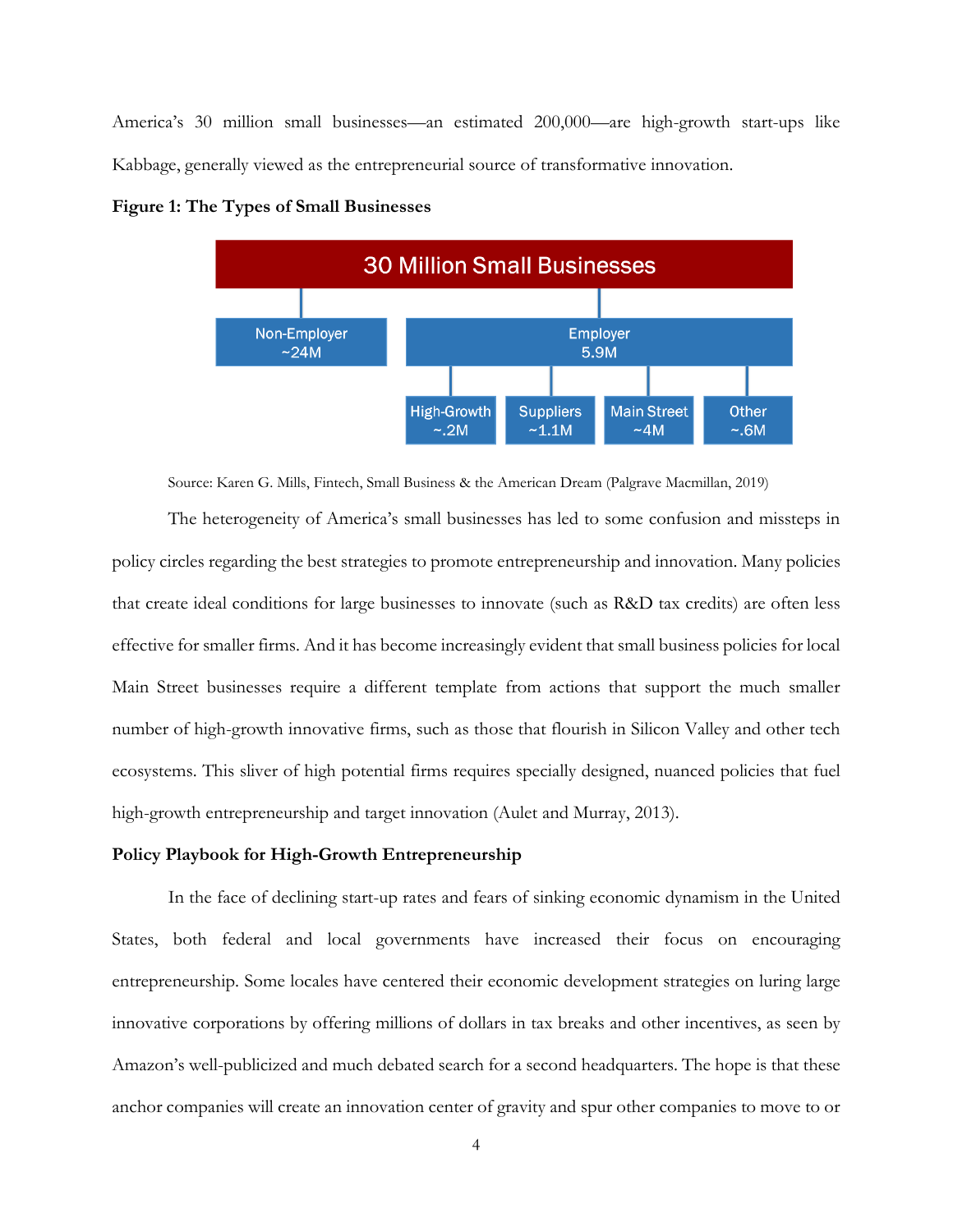America's 30 million small businesses—an estimated 200,000—are high-growth start-ups like Kabbage, generally viewed as the entrepreneurial source of transformative innovation.

**Figure 1: The Types of Small Businesses**

30 Million Small Businesses

- Non-Employer ~24M
- Employer 5.9M
  - High-Growth ~.2M
  - Suppliers ~1.1M
  - Main Street ~4M
  - Other ~.6M

Source: Karen G. Mills, Fintech, Small Business & the American Dream (Palgrave Macmillan, 2019)

The heterogeneity of America's small businesses has led to some confusion and missteps in policy circles regarding the best strategies to promote entrepreneurship and innovation. Many policies that create ideal conditions for large businesses to innovate (such as R&D tax credits) are often less effective for smaller firms. And it has become increasingly evident that small business policies for local Main Street businesses require a different template from actions that support the much smaller number of high-growth innovative firms, such as those that flourish in Silicon Valley and other tech ecosystems. This sliver of high potential firms requires specially designed, nuanced policies that fuel high-growth entrepreneurship and target innovation (Aulet and Murray, 2013).

**Policy Playbook for High-Growth Entrepreneurship**

In the face of declining start-up rates and fears of sinking economic dynamism in the United States, both federal and local governments have increased their focus on encouraging entrepreneurship. Some locales have centered their economic development strategies on luring large innovative corporations by offering millions of dollars in tax breaks and other incentives, as seen by Amazon's well-publicized and much debated search for a second headquarters. The hope is that these anchor companies will create an innovation center of gravity and spur other companies to move to or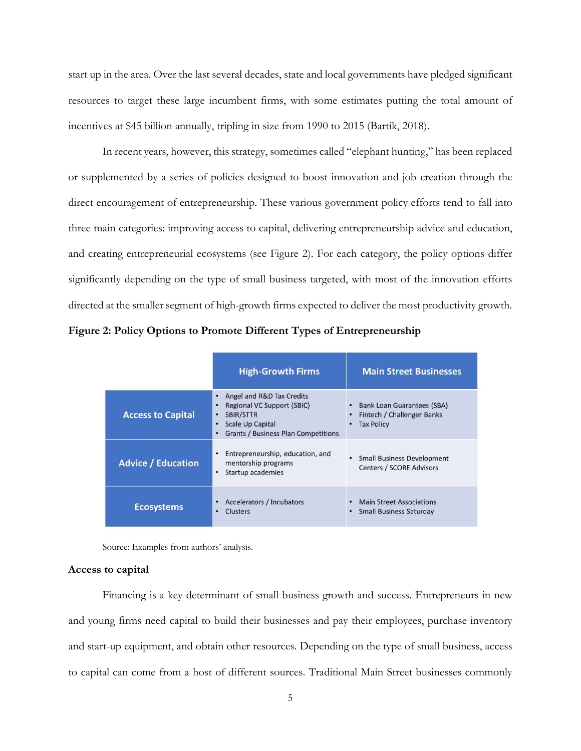start up in the area. Over the last several decades, state and local governments have pledged significant resources to target these large incumbent firms, with some estimates putting the total amount of incentives at $45 billion annually, tripling in size from 1990 to 2015 (Bartik, 2018).

In recent years, however, this strategy, sometimes called "elephant hunting," has been replaced or supplemented by a series of policies designed to boost innovation and job creation through the direct encouragement of entrepreneurship. These various government policy efforts tend to fall into three main categories: improving access to capital, delivering entrepreneurship advice and education, and creating entrepreneurial ecosystems (see Figure 2). For each category, the policy options differ significantly depending on the type of small business targeted, with most of the innovation efforts directed at the smaller segment of high-growth firms expected to deliver the most productivity growth.

**Figure 2: Policy Options to Promote Different Types of Entrepreneurship**

| | High-Growth Firms | Main Street Businesses |
|---|---|---|
| **Access to Capital** | • Angel and R&D Tax Credits<br>• Regional VC Support (SBIC)<br>• SBIR/STTR<br>• Scale Up Capital<br>• Grants / Business Plan Competitions | • Bank Loan Guarantees (SBA)<br>• Fintech / Challenger Banks<br>• Tax Policy |
| **Advice / Education** | • Entrepreneurship, education, and mentorship programs<br>• Startup academies | • Small Business Development Centers / SCORE Advisors |
| **Ecosystems** | • Accelerators / Incubators<br>• Clusters | • Main Street Associations<br>• Small Business Saturday |

Source: Examples from authors' analysis.

**Access to capital**

Financing is a key determinant of small business growth and success. Entrepreneurs in new and young firms need capital to build their businesses and pay their employees, purchase inventory and start-up equipment, and obtain other resources. Depending on the type of small business, access to capital can come from a host of different sources. Traditional Main Street businesses commonly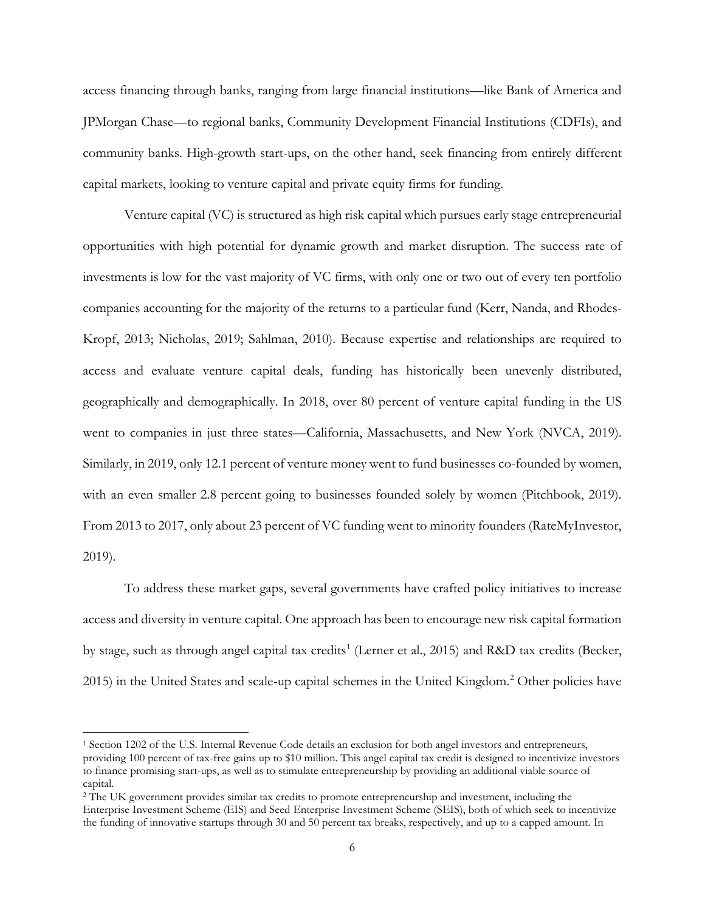access financing through banks, ranging from large financial institutions—like Bank of America and JPMorgan Chase—to regional banks, Community Development Financial Institutions (CDFIs), and community banks. High-growth start-ups, on the other hand, seek financing from entirely different capital markets, looking to venture capital and private equity firms for funding.

Venture capital (VC) is structured as high risk capital which pursues early stage entrepreneurial opportunities with high potential for dynamic growth and market disruption. The success rate of investments is low for the vast majority of VC firms, with only one or two out of every ten portfolio companies accounting for the majority of the returns to a particular fund (Kerr, Nanda, and Rhodes-Kropf, 2013; Nicholas, 2019; Sahlman, 2010). Because expertise and relationships are required to access and evaluate venture capital deals, funding has historically been unevenly distributed, geographically and demographically. In 2018, over 80 percent of venture capital funding in the US went to companies in just three states—California, Massachusetts, and New York (NVCA, 2019). Similarly, in 2019, only 12.1 percent of venture money went to fund businesses co-founded by women, with an even smaller 2.8 percent going to businesses founded solely by women (Pitchbook, 2019). From 2013 to 2017, only about 23 percent of VC funding went to minority founders (RateMyInvestor, 2019).

To address these market gaps, several governments have crafted policy initiatives to increase access and diversity in venture capital. One approach has been to encourage new risk capital formation by stage, such as through angel capital tax credits[1] (Lerner et al., 2015) and R&D tax credits (Becker, 2015) in the United States and scale-up capital schemes in the United Kingdom.[2] Other policies have

[1] Section 1202 of the U.S. Internal Revenue Code details an exclusion for both angel investors and entrepreneurs, providing 100 percent of tax-free gains up to $10 million. This angel capital tax credit is designed to incentivize investors to finance promising start-ups, as well as to stimulate entrepreneurship by providing an additional viable source of capital.

[2] The UK government provides similar tax credits to promote entrepreneurship and investment, including the Enterprise Investment Scheme (EIS) and Seed Enterprise Investment Scheme (SEIS), both of which seek to incentivize the funding of innovative startups through 30 and 50 percent tax breaks, respectively, and up to a capped amount. In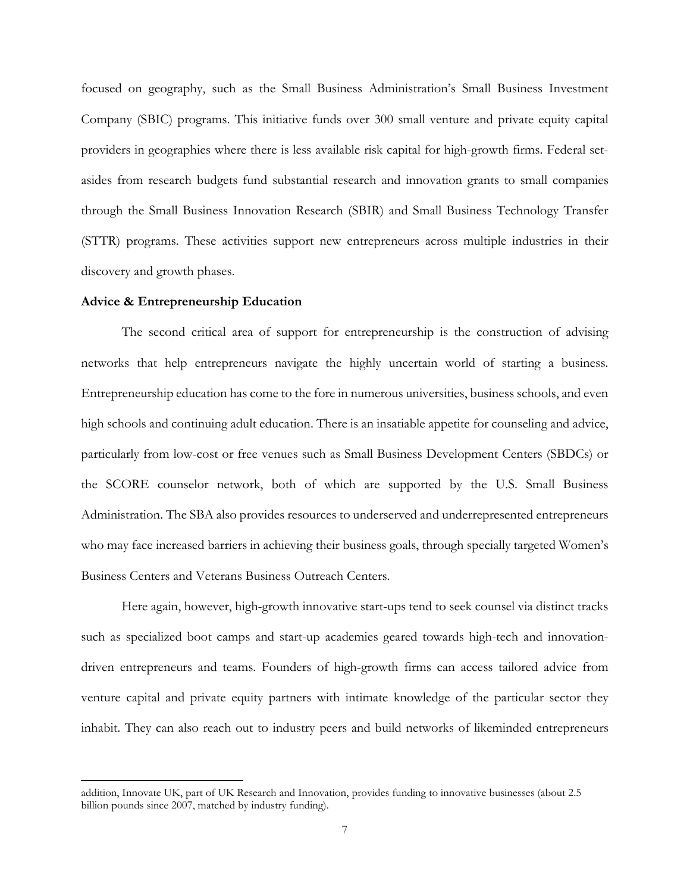focused on geography, such as the Small Business Administration's Small Business Investment Company (SBIC) programs. This initiative funds over 300 small venture and private equity capital providers in geographies where there is less available risk capital for high-growth firms. Federal set-asides from research budgets fund substantial research and innovation grants to small companies through the Small Business Innovation Research (SBIR) and Small Business Technology Transfer (STTR) programs. These activities support new entrepreneurs across multiple industries in their discovery and growth phases.

**Advice & Entrepreneurship Education**

The second critical area of support for entrepreneurship is the construction of advising networks that help entrepreneurs navigate the highly uncertain world of starting a business. Entrepreneurship education has come to the fore in numerous universities, business schools, and even high schools and continuing adult education. There is an insatiable appetite for counseling and advice, particularly from low-cost or free venues such as Small Business Development Centers (SBDCs) or the SCORE counselor network, both of which are supported by the U.S. Small Business Administration. The SBA also provides resources to underserved and underrepresented entrepreneurs who may face increased barriers in achieving their business goals, through specially targeted Women's Business Centers and Veterans Business Outreach Centers.

Here again, however, high-growth innovative start-ups tend to seek counsel via distinct tracks such as specialized boot camps and start-up academies geared towards high-tech and innovation-driven entrepreneurs and teams. Founders of high-growth firms can access tailored advice from venture capital and private equity partners with intimate knowledge of the particular sector they inhabit. They can also reach out to industry peers and build networks of likeminded entrepreneurs

---

addition, Innovate UK, part of UK Research and Innovation, provides funding to innovative businesses (about 2.5 billion pounds since 2007, matched by industry funding).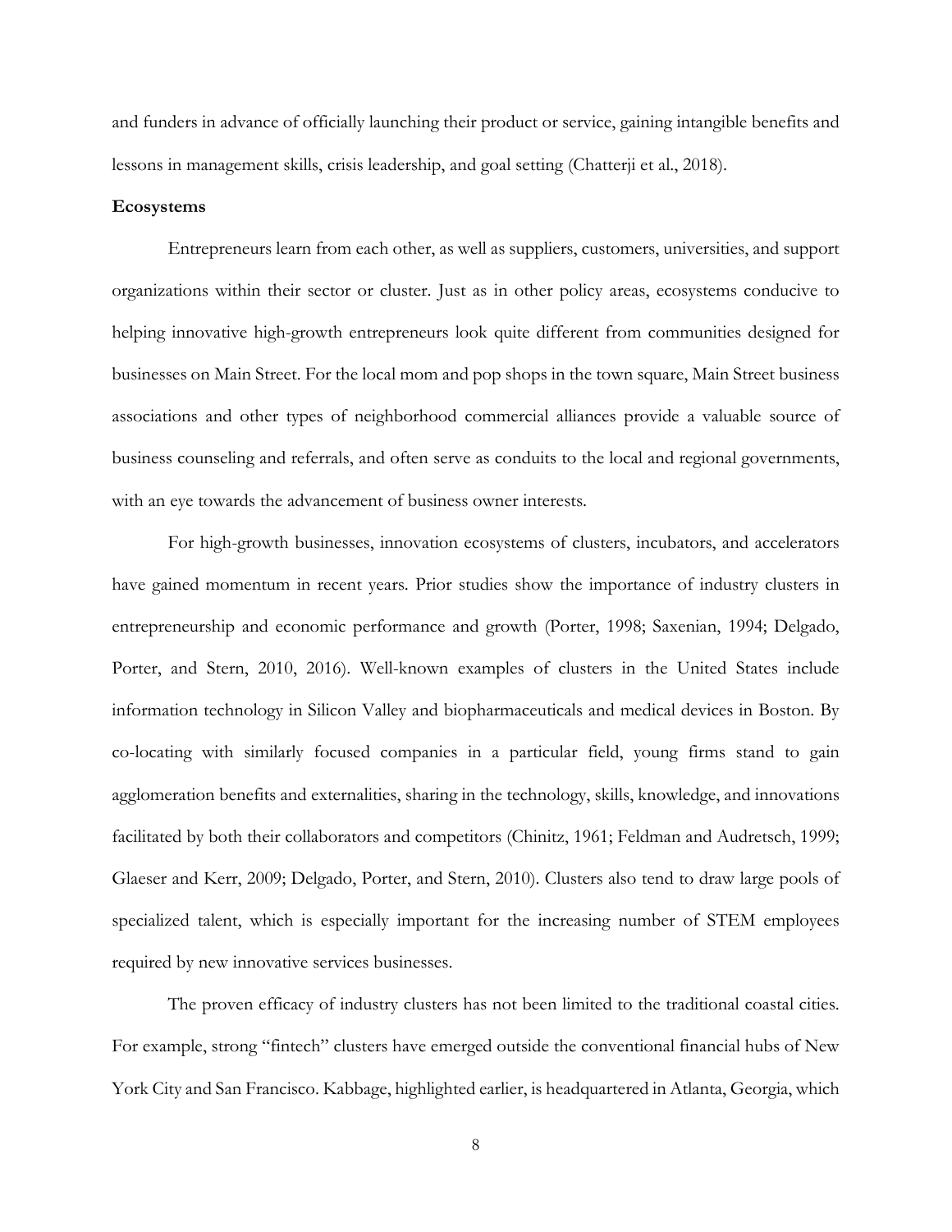and funders in advance of officially launching their product or service, gaining intangible benefits and lessons in management skills, crisis leadership, and goal setting (Chatterji et al., 2018).

**Ecosystems**

Entrepreneurs learn from each other, as well as suppliers, customers, universities, and support organizations within their sector or cluster. Just as in other policy areas, ecosystems conducive to helping innovative high-growth entrepreneurs look quite different from communities designed for businesses on Main Street. For the local mom and pop shops in the town square, Main Street business associations and other types of neighborhood commercial alliances provide a valuable source of business counseling and referrals, and often serve as conduits to the local and regional governments, with an eye towards the advancement of business owner interests.

For high-growth businesses, innovation ecosystems of clusters, incubators, and accelerators have gained momentum in recent years. Prior studies show the importance of industry clusters in entrepreneurship and economic performance and growth (Porter, 1998; Saxenian, 1994; Delgado, Porter, and Stern, 2010, 2016). Well-known examples of clusters in the United States include information technology in Silicon Valley and biopharmaceuticals and medical devices in Boston. By co-locating with similarly focused companies in a particular field, young firms stand to gain agglomeration benefits and externalities, sharing in the technology, skills, knowledge, and innovations facilitated by both their collaborators and competitors (Chinitz, 1961; Feldman and Audretsch, 1999; Glaeser and Kerr, 2009; Delgado, Porter, and Stern, 2010). Clusters also tend to draw large pools of specialized talent, which is especially important for the increasing number of STEM employees required by new innovative services businesses.

The proven efficacy of industry clusters has not been limited to the traditional coastal cities. For example, strong "fintech" clusters have emerged outside the conventional financial hubs of New York City and San Francisco. Kabbage, highlighted earlier, is headquartered in Atlanta, Georgia, which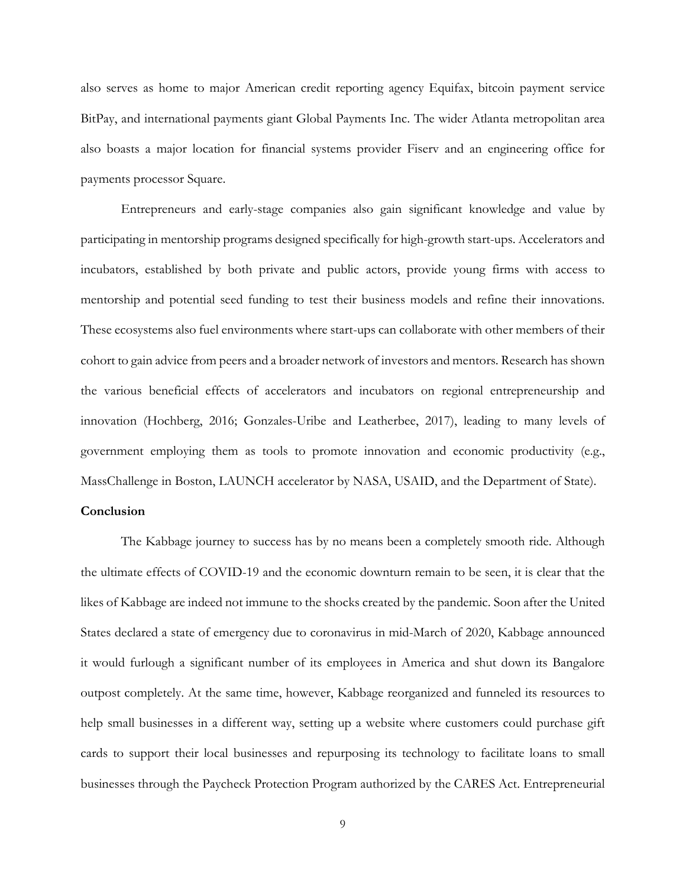also serves as home to major American credit reporting agency Equifax, bitcoin payment service BitPay, and international payments giant Global Payments Inc. The wider Atlanta metropolitan area also boasts a major location for financial systems provider Fiserv and an engineering office for payments processor Square.

Entrepreneurs and early-stage companies also gain significant knowledge and value by participating in mentorship programs designed specifically for high-growth start-ups. Accelerators and incubators, established by both private and public actors, provide young firms with access to mentorship and potential seed funding to test their business models and refine their innovations. These ecosystems also fuel environments where start-ups can collaborate with other members of their cohort to gain advice from peers and a broader network of investors and mentors. Research has shown the various beneficial effects of accelerators and incubators on regional entrepreneurship and innovation (Hochberg, 2016; Gonzales-Uribe and Leatherbee, 2017), leading to many levels of government employing them as tools to promote innovation and economic productivity (e.g., MassChallenge in Boston, LAUNCH accelerator by NASA, USAID, and the Department of State).

**Conclusion**

The Kabbage journey to success has by no means been a completely smooth ride. Although the ultimate effects of COVID-19 and the economic downturn remain to be seen, it is clear that the likes of Kabbage are indeed not immune to the shocks created by the pandemic. Soon after the United States declared a state of emergency due to coronavirus in mid-March of 2020, Kabbage announced it would furlough a significant number of its employees in America and shut down its Bangalore outpost completely. At the same time, however, Kabbage reorganized and funneled its resources to help small businesses in a different way, setting up a website where customers could purchase gift cards to support their local businesses and repurposing its technology to facilitate loans to small businesses through the Paycheck Protection Program authorized by the CARES Act. Entrepreneurial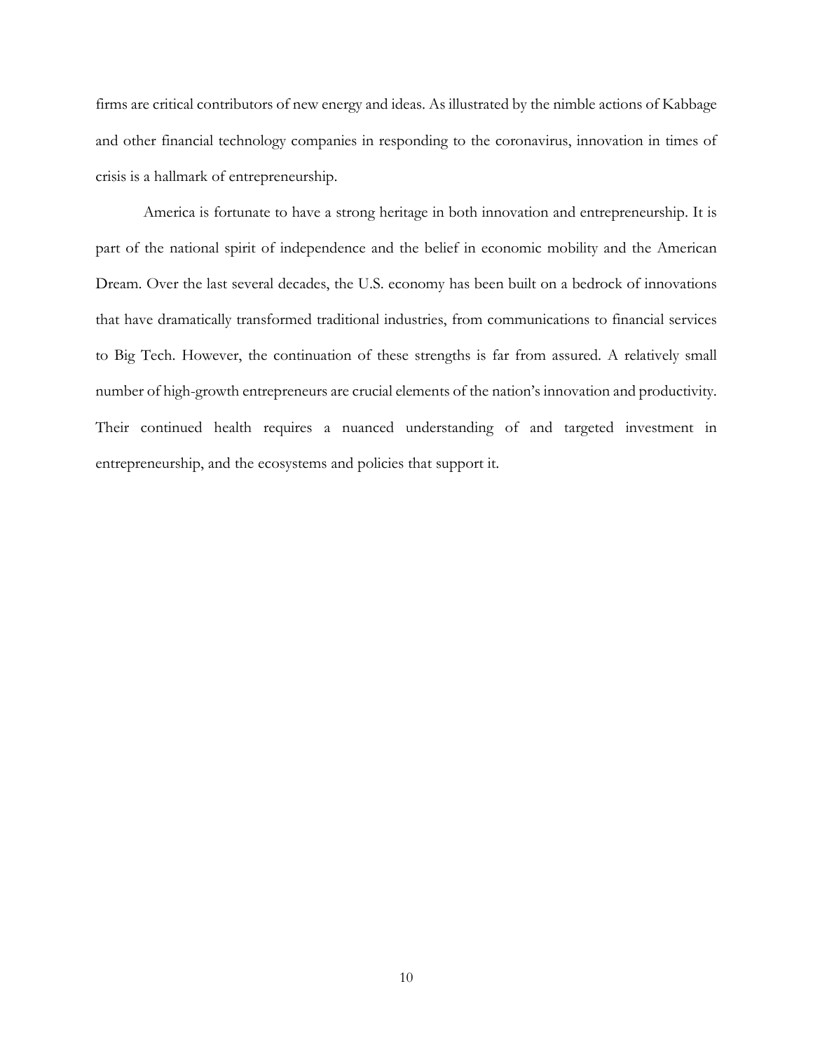firms are critical contributors of new energy and ideas. As illustrated by the nimble actions of Kabbage and other financial technology companies in responding to the coronavirus, innovation in times of crisis is a hallmark of entrepreneurship.

America is fortunate to have a strong heritage in both innovation and entrepreneurship. It is part of the national spirit of independence and the belief in economic mobility and the American Dream. Over the last several decades, the U.S. economy has been built on a bedrock of innovations that have dramatically transformed traditional industries, from communications to financial services to Big Tech. However, the continuation of these strengths is far from assured. A relatively small number of high-growth entrepreneurs are crucial elements of the nation's innovation and productivity. Their continued health requires a nuanced understanding of and targeted investment in entrepreneurship, and the ecosystems and policies that support it.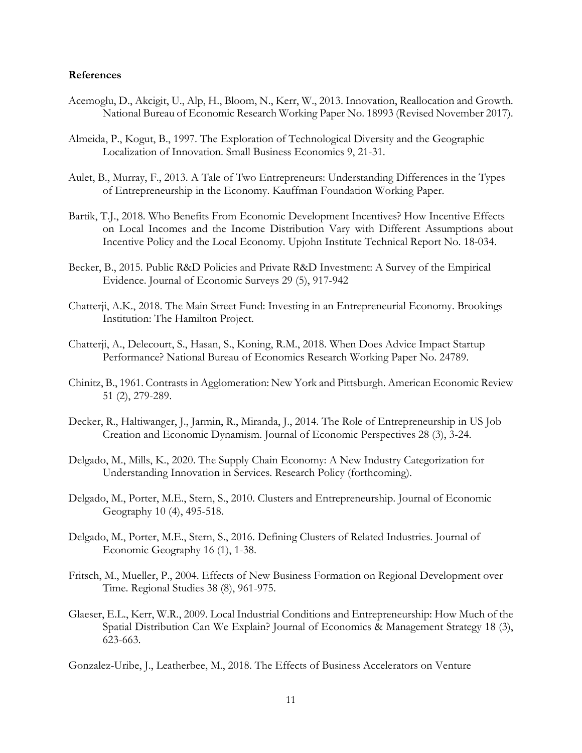**References**

Acemoglu, D., Akcigit, U., Alp, H., Bloom, N., Kerr, W., 2013. Innovation, Reallocation and Growth. National Bureau of Economic Research Working Paper No. 18993 (Revised November 2017).

Almeida, P., Kogut, B., 1997. The Exploration of Technological Diversity and the Geographic Localization of Innovation. Small Business Economics 9, 21-31.

Aulet, B., Murray, F., 2013. A Tale of Two Entrepreneurs: Understanding Differences in the Types of Entrepreneurship in the Economy. Kauffman Foundation Working Paper.

Bartik, T.J., 2018. Who Benefits From Economic Development Incentives? How Incentive Effects on Local Incomes and the Income Distribution Vary with Different Assumptions about Incentive Policy and the Local Economy. Upjohn Institute Technical Report No. 18-034.

Becker, B., 2015. Public R&D Policies and Private R&D Investment: A Survey of the Empirical Evidence. Journal of Economic Surveys 29 (5), 917-942

Chatterji, A.K., 2018. The Main Street Fund: Investing in an Entrepreneurial Economy. Brookings Institution: The Hamilton Project.

Chatterji, A., Delecourt, S., Hasan, S., Koning, R.M., 2018. When Does Advice Impact Startup Performance? National Bureau of Economics Research Working Paper No. 24789.

Chinitz, B., 1961. Contrasts in Agglomeration: New York and Pittsburgh. American Economic Review 51 (2), 279-289.

Decker, R., Haltiwanger, J., Jarmin, R., Miranda, J., 2014. The Role of Entrepreneurship in US Job Creation and Economic Dynamism. Journal of Economic Perspectives 28 (3), 3-24.

Delgado, M., Mills, K., 2020. The Supply Chain Economy: A New Industry Categorization for Understanding Innovation in Services. Research Policy (forthcoming).

Delgado, M., Porter, M.E., Stern, S., 2010. Clusters and Entrepreneurship. Journal of Economic Geography 10 (4), 495-518.

Delgado, M., Porter, M.E., Stern, S., 2016. Defining Clusters of Related Industries. Journal of Economic Geography 16 (1), 1-38.

Fritsch, M., Mueller, P., 2004. Effects of New Business Formation on Regional Development over Time. Regional Studies 38 (8), 961-975.

Glaeser, E.L., Kerr, W.R., 2009. Local Industrial Conditions and Entrepreneurship: How Much of the Spatial Distribution Can We Explain? Journal of Economics & Management Strategy 18 (3), 623-663.

Gonzalez-Uribe, J., Leatherbee, M., 2018. The Effects of Business Accelerators on Venture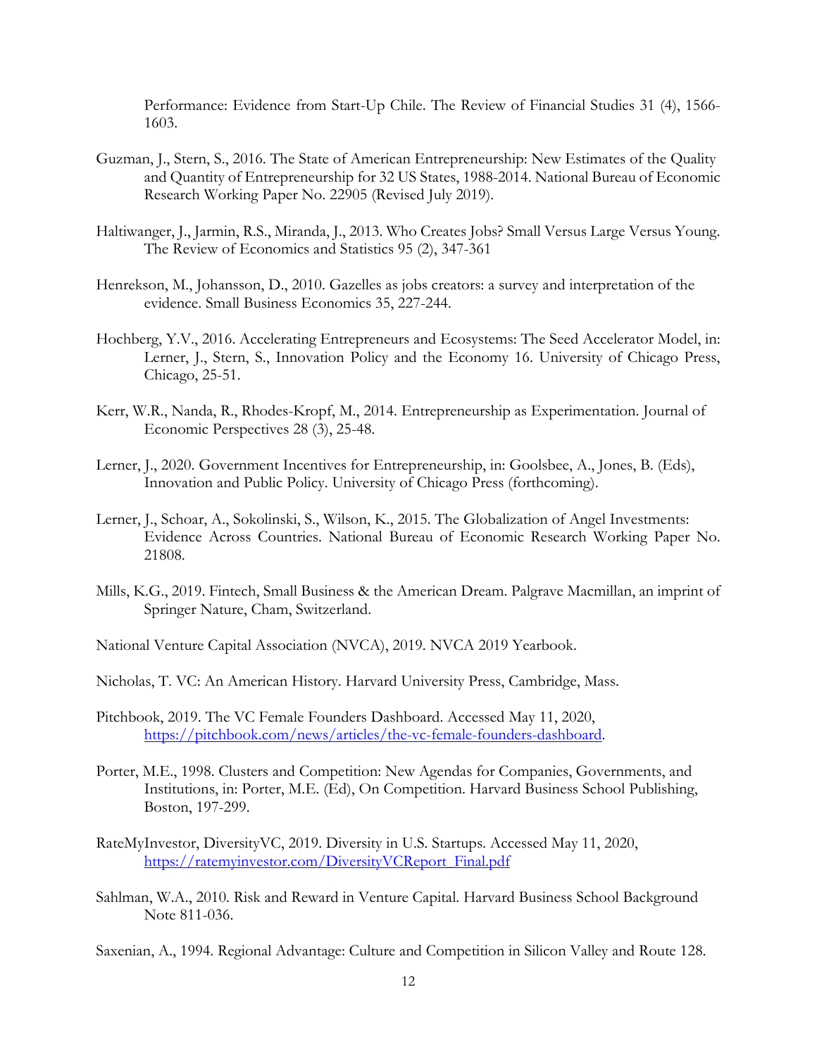Performance: Evidence from Start-Up Chile. The Review of Financial Studies 31 (4), 1566-1603.

Guzman, J., Stern, S., 2016. The State of American Entrepreneurship: New Estimates of the Quality and Quantity of Entrepreneurship for 32 US States, 1988-2014. National Bureau of Economic Research Working Paper No. 22905 (Revised July 2019).

Haltiwanger, J., Jarmin, R.S., Miranda, J., 2013. Who Creates Jobs? Small Versus Large Versus Young. The Review of Economics and Statistics 95 (2), 347-361

Henrekson, M., Johansson, D., 2010. Gazelles as jobs creators: a survey and interpretation of the evidence. Small Business Economics 35, 227-244.

Hochberg, Y.V., 2016. Accelerating Entrepreneurs and Ecosystems: The Seed Accelerator Model, in: Lerner, J., Stern, S., Innovation Policy and the Economy 16. University of Chicago Press, Chicago, 25-51.

Kerr, W.R., Nanda, R., Rhodes-Kropf, M., 2014. Entrepreneurship as Experimentation. Journal of Economic Perspectives 28 (3), 25-48.

Lerner, J., 2020. Government Incentives for Entrepreneurship, in: Goolsbee, A., Jones, B. (Eds), Innovation and Public Policy. University of Chicago Press (forthcoming).

Lerner, J., Schoar, A., Sokolinski, S., Wilson, K., 2015. The Globalization of Angel Investments: Evidence Across Countries. National Bureau of Economic Research Working Paper No. 21808.

Mills, K.G., 2019. Fintech, Small Business & the American Dream. Palgrave Macmillan, an imprint of Springer Nature, Cham, Switzerland.

National Venture Capital Association (NVCA), 2019. NVCA 2019 Yearbook.

Nicholas, T. VC: An American History. Harvard University Press, Cambridge, Mass.

Pitchbook, 2019. The VC Female Founders Dashboard. Accessed May 11, 2020, https://pitchbook.com/news/articles/the-vc-female-founders-dashboard.

Porter, M.E., 1998. Clusters and Competition: New Agendas for Companies, Governments, and Institutions, in: Porter, M.E. (Ed), On Competition. Harvard Business School Publishing, Boston, 197-299.

RateMyInvestor, DiversityVC, 2019. Diversity in U.S. Startups. Accessed May 11, 2020, https://ratemyinvestor.com/DiversityVCReport_Final.pdf

Sahlman, W.A., 2010. Risk and Reward in Venture Capital. Harvard Business School Background Note 811-036.

Saxenian, A., 1994. Regional Advantage: Culture and Competition in Silicon Valley and Route 128.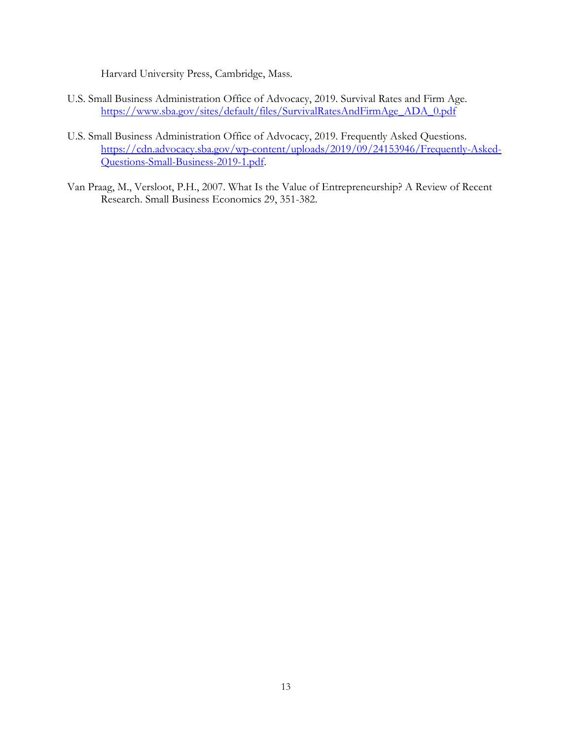Harvard University Press, Cambridge, Mass.

U.S. Small Business Administration Office of Advocacy, 2019. Survival Rates and Firm Age. https://www.sba.gov/sites/default/files/SurvivalRatesAndFirmAge_ADA_0.pdf

U.S. Small Business Administration Office of Advocacy, 2019. Frequently Asked Questions. https://cdn.advocacy.sba.gov/wp-content/uploads/2019/09/24153946/Frequently-Asked-Questions-Small-Business-2019-1.pdf.

Van Praag, M., Versloot, P.H., 2007. What Is the Value of Entrepreneurship? A Review of Recent Research. Small Business Economics 29, 351-382.